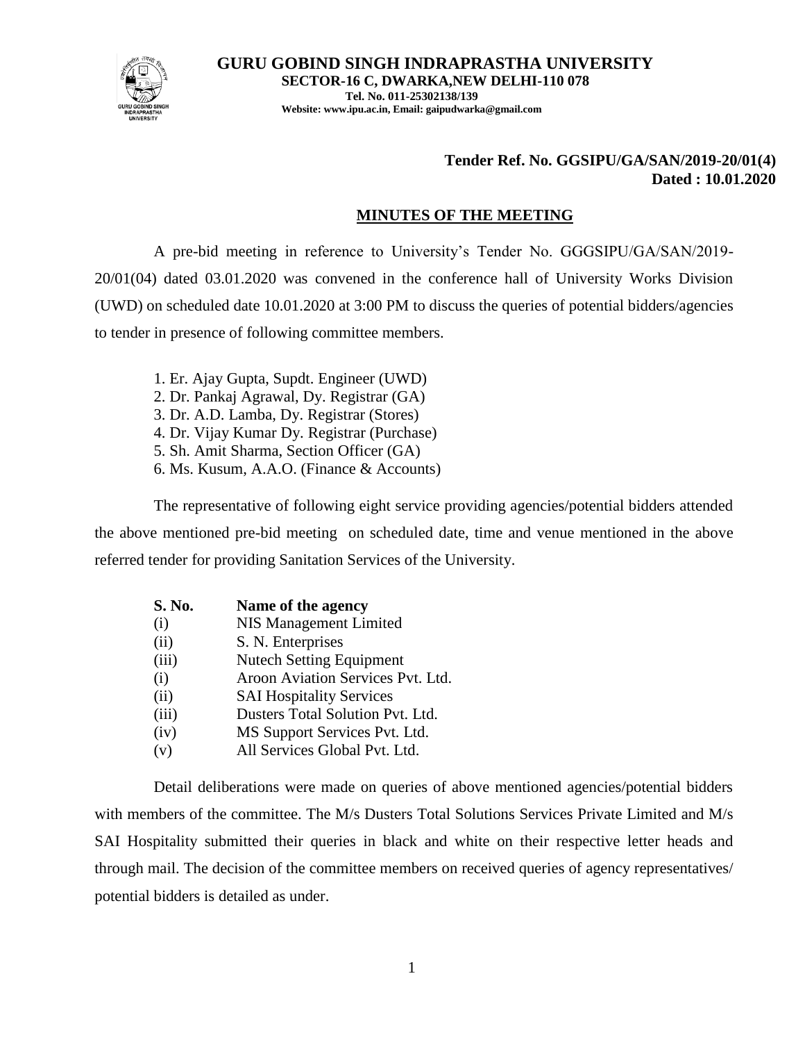# GURU GOBIND SINGH INDRAPRASTHA UNIVERSITY

**SECTOR-16 C, DWARKA,NEW DELHI-110 078**

**Tel. No. 011-25302138/139**

**Website: www.ipu.ac.in, Email: gaipudwarka@gmail.com**

**Tender Ref. No. GGSIPU/GA/SAN/2019-20/01(4)**
**Dated : 10.01.2020**

## MINUTES OF THE MEETING

A pre-bid meeting in reference to University's Tender No. GGGSIPU/GA/SAN/2019-20/01(04) dated 03.01.2020 was convened in the conference hall of University Works Division (UWD) on scheduled date 10.01.2020 at 3:00 PM to discuss the queries of potential bidders/agencies to tender in presence of following committee members.

1. Er. Ajay Gupta, Supdt. Engineer (UWD)
2. Dr. Pankaj Agrawal, Dy. Registrar (GA)
3. Dr. A.D. Lamba, Dy. Registrar (Stores)
4. Dr. Vijay Kumar Dy. Registrar (Purchase)
5. Sh. Amit Sharma, Section Officer (GA)
6. Ms. Kusum, A.A.O. (Finance & Accounts)

The representative of following eight service providing agencies/potential bidders attended the above mentioned pre-bid meeting on scheduled date, time and venue mentioned in the above referred tender for providing Sanitation Services of the University.

| S. No. | Name of the agency |
|---|---|
| (i) | NIS Management Limited |
| (ii) | S. N. Enterprises |
| (iii) | Nutech Setting Equipment |
| (i) | Aroon Aviation Services Pvt. Ltd. |
| (ii) | SAI Hospitality Services |
| (iii) | Dusters Total Solution Pvt. Ltd. |
| (iv) | MS Support Services Pvt. Ltd. |
| (v) | All Services Global Pvt. Ltd. |

Detail deliberations were made on queries of above mentioned agencies/potential bidders with members of the committee. The M/s Dusters Total Solutions Services Private Limited and M/s SAI Hospitality submitted their queries in black and white on their respective letter heads and through mail. The decision of the committee members on received queries of agency representatives/ potential bidders is detailed as under.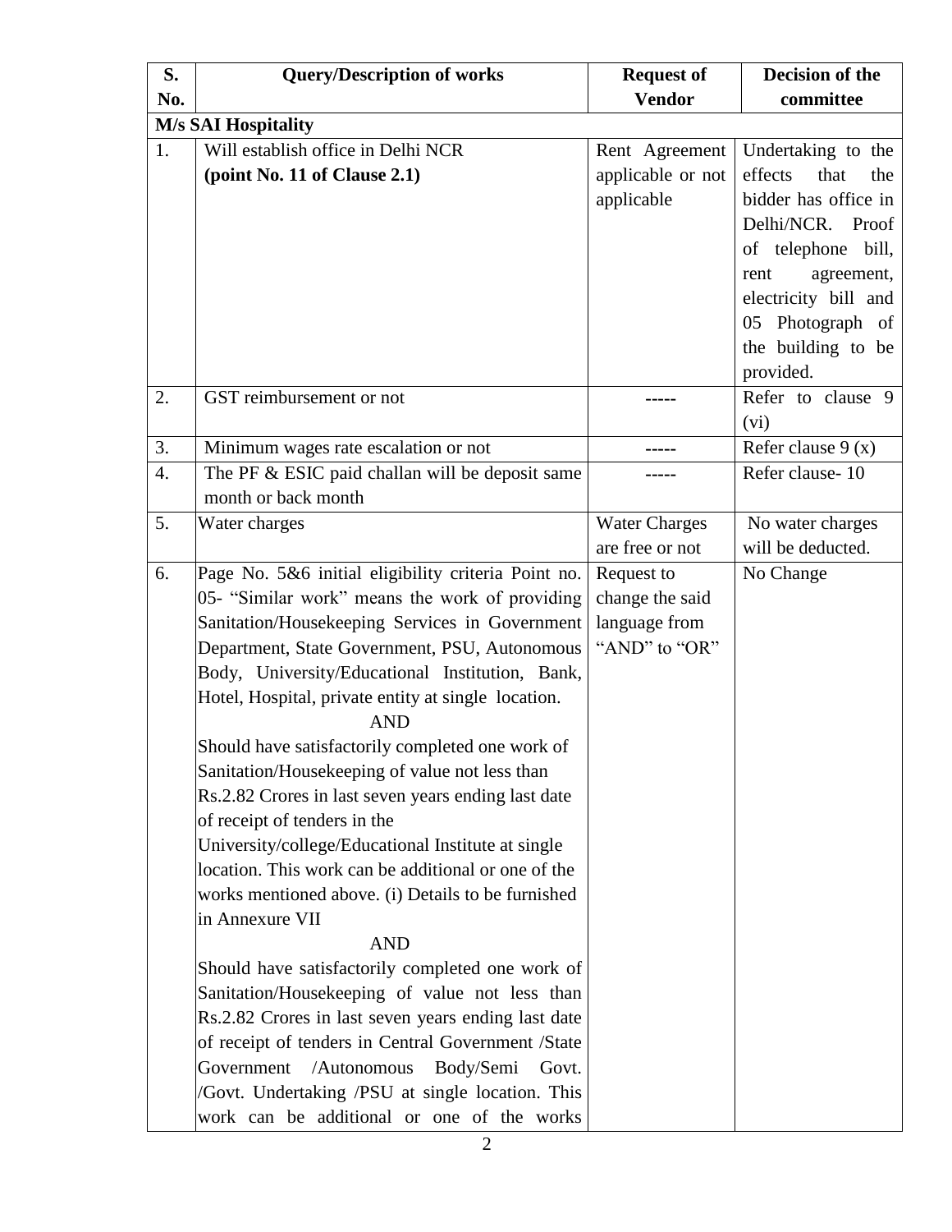| S. No. | Query/Description of works | Request of Vendor | Decision of the committee |
|---|---|---|---|
| **M/s SAI Hospitality** | | | |
| 1. | Will establish office in Delhi NCR **(point No. 11 of Clause 2.1)** | Rent Agreement applicable or not applicable | Undertaking to the effects that the bidder has office in Delhi/NCR. Proof of telephone bill, rent agreement, electricity bill and 05 Photograph of the building to be provided. |
| 2. | GST reimbursement or not | ----- | Refer to clause 9 (vi) |
| 3. | Minimum wages rate escalation or not | ----- | Refer clause 9 (x) |
| 4. | The PF & ESIC paid challan will be deposit same month or back month | ----- | Refer clause- 10 |
| 5. | Water charges | Water Charges are free or not | No water charges will be deducted. |
| 6. | Page No. 5&6 initial eligibility criteria Point no. 05- "Similar work" means the work of providing Sanitation/Housekeeping Services in Government Department, State Government, PSU, Autonomous Body, University/Educational Institution, Bank, Hotel, Hospital, private entity at single location. AND Should have satisfactorily completed one work of Sanitation/Housekeeping of value not less than Rs.2.82 Crores in last seven years ending last date of receipt of tenders in the University/college/Educational Institute at single location. This work can be additional or one of the works mentioned above. (i) Details to be furnished in Annexure VII AND Should have satisfactorily completed one work of Sanitation/Housekeeping of value not less than Rs.2.82 Crores in last seven years ending last date of receipt of tenders in Central Government /State Government /Autonomous Body/Semi Govt. /Govt. Undertaking /PSU at single location. This work can be additional or one of the works | Request to change the said language from "AND" to "OR" | No Change |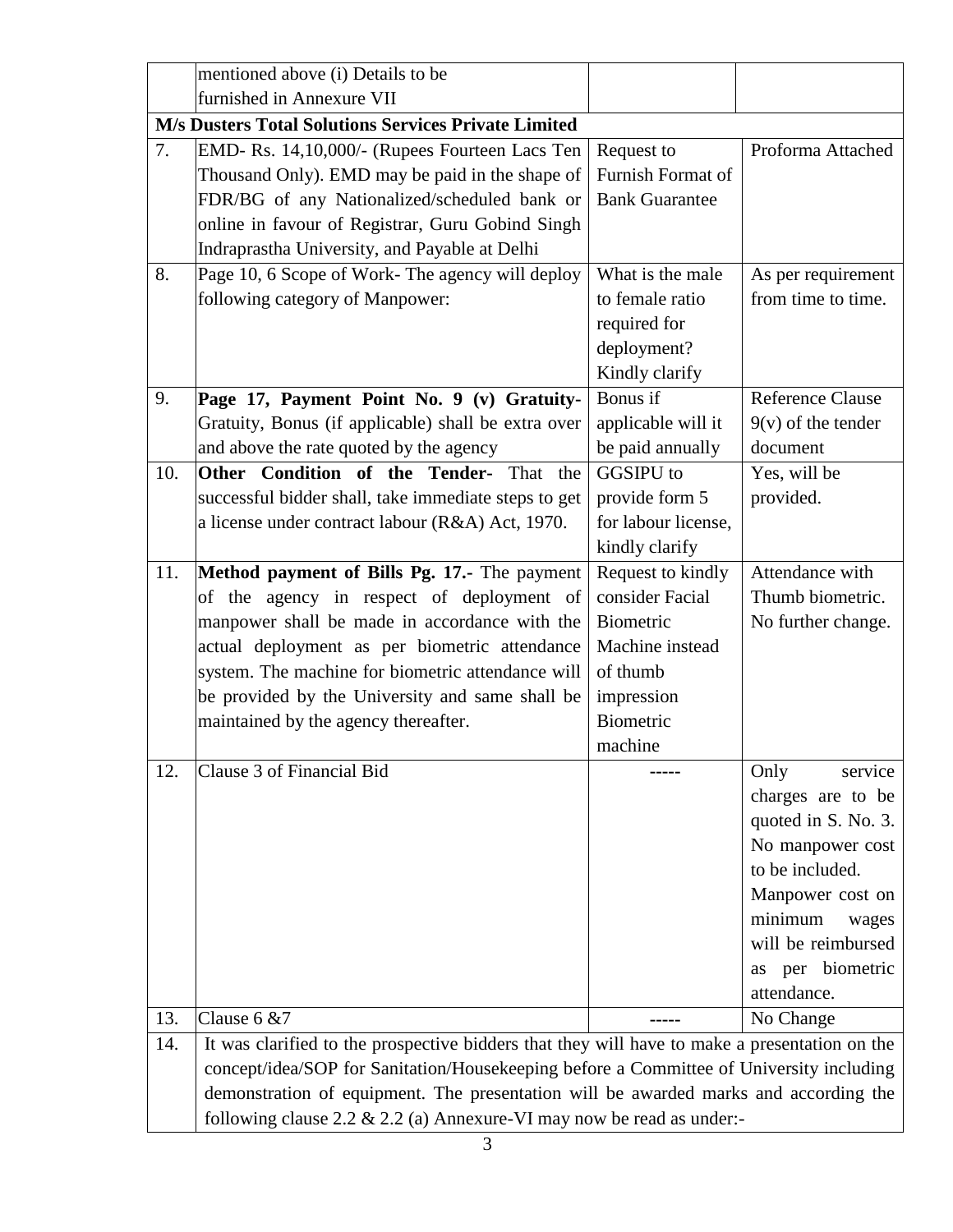| | | | |
|---|---|---|---|
| | mentioned above (i) Details to be furnished in Annexure VII | | |
| **M/s Dusters Total Solutions Services Private Limited** | | | |
| 7. | EMD- Rs. 14,10,000/- (Rupees Fourteen Lacs Ten Thousand Only). EMD may be paid in the shape of FDR/BG of any Nationalized/scheduled bank or online in favour of Registrar, Guru Gobind Singh Indraprastha University, and Payable at Delhi | Request to Furnish Format of Bank Guarantee | Proforma Attached |
| 8. | Page 10, 6 Scope of Work- The agency will deploy following category of Manpower: | What is the male to female ratio required for deployment? Kindly clarify | As per requirement from time to time. |
| 9. | **Page 17, Payment Point No. 9 (v) Gratuity-** Gratuity, Bonus (if applicable) shall be extra over and above the rate quoted by the agency | Bonus if applicable will it be paid annually | Reference Clause 9(v) of the tender document |
| 10. | **Other Condition of the Tender-** That the successful bidder shall, take immediate steps to get a license under contract labour (R&A) Act, 1970. | GGSIPU to provide form 5 for labour license, kindly clarify | Yes, will be provided. |
| 11. | **Method payment of Bills Pg. 17.-** The payment of the agency in respect of deployment of manpower shall be made in accordance with the actual deployment as per biometric attendance system. The machine for biometric attendance will be provided by the University and same shall be maintained by the agency thereafter. | Request to kindly consider Facial Biometric Machine instead of thumb impression Biometric machine | Attendance with Thumb biometric. No further change. |
| 12. | Clause 3 of Financial Bid | ----- | Only service charges are to be quoted in S. No. 3. No manpower cost to be included. Manpower cost on minimum wages will be reimbursed as per biometric attendance. |
| 13. | Clause 6 &7 | ----- | No Change |
| 14. | It was clarified to the prospective bidders that they will have to make a presentation on the concept/idea/SOP for Sanitation/Housekeeping before a Committee of University including demonstration of equipment. The presentation will be awarded marks and according the following clause 2.2 & 2.2 (a) Annexure-VI may now be read as under:- | | |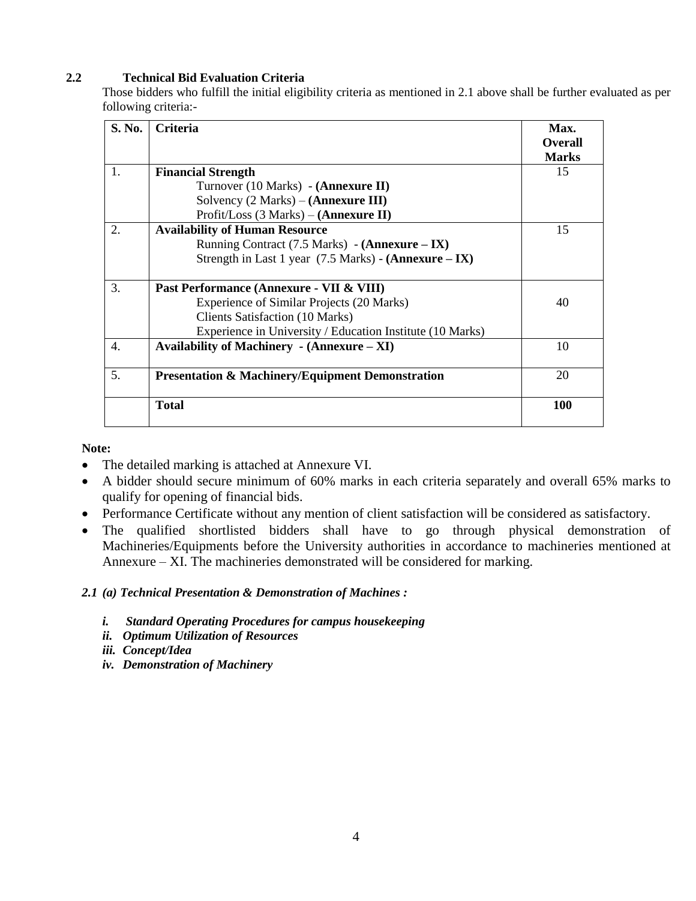### 2.2 Technical Bid Evaluation Criteria

Those bidders who fulfill the initial eligibility criteria as mentioned in 2.1 above shall be further evaluated as per following criteria:-

| S. No. | Criteria | Max. Overall Marks |
|---|---|---|
| 1. | **Financial Strength**<br>Turnover (10 Marks) - **(Annexure II)**<br>Solvency (2 Marks) – **(Annexure III)**<br>Profit/Loss (3 Marks) – **(Annexure II)** | 15 |
| 2. | **Availability of Human Resource**<br>Running Contract (7.5 Marks) - **(Annexure – IX)**<br>Strength in Last 1 year (7.5 Marks) - **(Annexure – IX)** | 15 |
| 3. | **Past Performance (Annexure - VII & VIII)**<br>Experience of Similar Projects (20 Marks)<br>Clients Satisfaction (10 Marks)<br>Experience in University / Education Institute (10 Marks) | 40 |
| 4. | **Availability of Machinery - (Annexure – XI)** | 10 |
| 5. | **Presentation & Machinery/Equipment Demonstration** | 20 |
| | **Total** | **100** |

**Note:**

- The detailed marking is attached at Annexure VI.
- A bidder should secure minimum of 60% marks in each criteria separately and overall 65% marks to qualify for opening of financial bids.
- Performance Certificate without any mention of client satisfaction will be considered as satisfactory.
- The qualified shortlisted bidders shall have to go through physical demonstration of Machineries/Equipments before the University authorities in accordance to machineries mentioned at Annexure – XI. The machineries demonstrated will be considered for marking.

***2.1 (a) Technical Presentation & Demonstration of Machines :***

*i.* ***Standard Operating Procedures for campus housekeeping***
*ii.* ***Optimum Utilization of Resources***
*iii.* ***Concept/Idea***
*iv.* ***Demonstration of Machinery***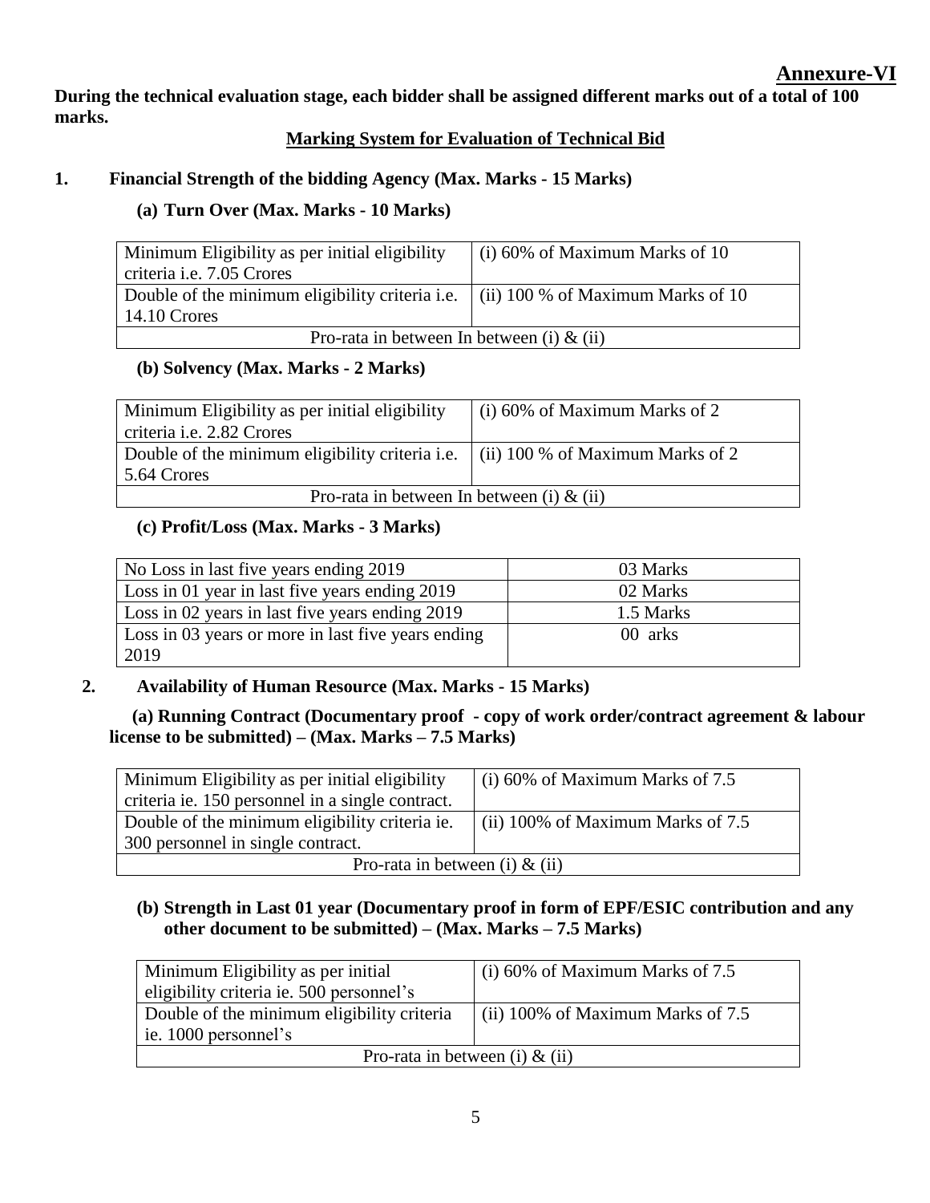**Annexure-VI**

**During the technical evaluation stage, each bidder shall be assigned different marks out of a total of 100 marks.**

**Marking System for Evaluation of Technical Bid**

**1. Financial Strength of the bidding Agency (Max. Marks - 15 Marks)**

**(a) Turn Over (Max. Marks - 10 Marks)**

| Minimum Eligibility as per initial eligibility criteria i.e. 7.05 Crores | (i) 60% of Maximum Marks of 10 |
|---|---|
| Double of the minimum eligibility criteria i.e. 14.10 Crores | (ii) 100 % of Maximum Marks of 10 |
| Pro-rata in between In between (i) & (ii) | |

**(b) Solvency (Max. Marks - 2 Marks)**

| Minimum Eligibility as per initial eligibility criteria i.e. 2.82 Crores | (i) 60% of Maximum Marks of 2 |
|---|---|
| Double of the minimum eligibility criteria i.e. 5.64 Crores | (ii) 100 % of Maximum Marks of 2 |
| Pro-rata in between In between (i) & (ii) | |

**(c) Profit/Loss (Max. Marks - 3 Marks)**

| No Loss in last five years ending 2019 | 03 Marks |
|---|---|
| Loss in 01 year in last five years ending 2019 | 02 Marks |
| Loss in 02 years in last five years ending 2019 | 1.5 Marks |
| Loss in 03 years or more in last five years ending 2019 | 00 arks |

**2. Availability of Human Resource (Max. Marks - 15 Marks)**

**(a) Running Contract (Documentary proof - copy of work order/contract agreement & labour license to be submitted) – (Max. Marks – 7.5 Marks)**

| Minimum Eligibility as per initial eligibility criteria ie. 150 personnel in a single contract. | (i) 60% of Maximum Marks of 7.5 |
|---|---|
| Double of the minimum eligibility criteria ie. 300 personnel in single contract. | (ii) 100% of Maximum Marks of 7.5 |
| Pro-rata in between (i) & (ii) | |

**(b) Strength in Last 01 year (Documentary proof in form of EPF/ESIC contribution and any other document to be submitted) – (Max. Marks – 7.5 Marks)**

| Minimum Eligibility as per initial eligibility criteria ie. 500 personnel's | (i) 60% of Maximum Marks of 7.5 |
|---|---|
| Double of the minimum eligibility criteria ie. 1000 personnel's | (ii) 100% of Maximum Marks of 7.5 |
| Pro-rata in between (i) & (ii) | |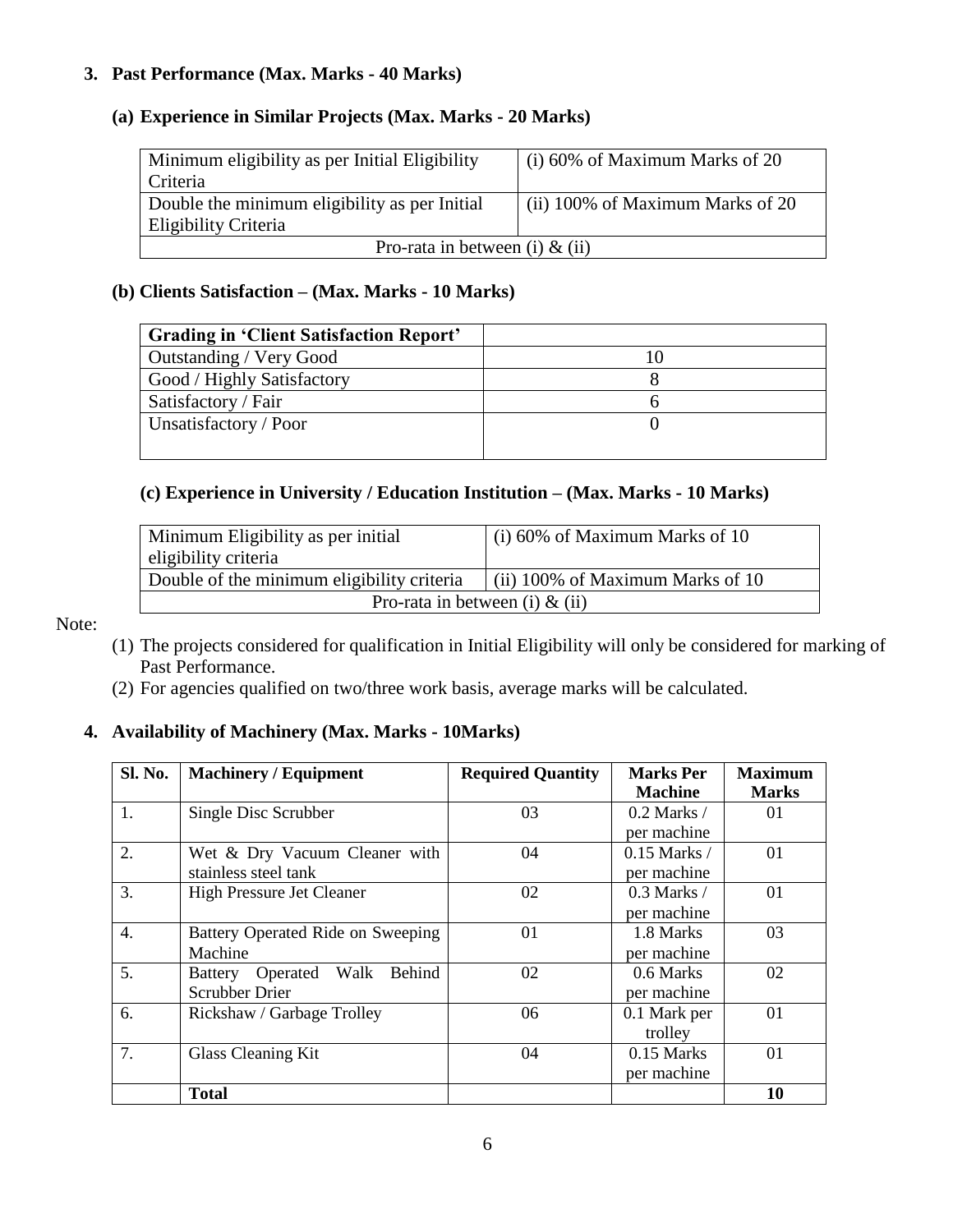## 3. Past Performance (Max. Marks - 40 Marks)

### (a) Experience in Similar Projects (Max. Marks - 20 Marks)

| Minimum eligibility as per Initial Eligibility Criteria | (i) 60% of Maximum Marks of 20 |
|---|---|
| Double the minimum eligibility as per Initial Eligibility Criteria | (ii) 100% of Maximum Marks of 20 |
| Pro-rata in between (i) & (ii) | |

### (b) Clients Satisfaction – (Max. Marks - 10 Marks)

| Grading in 'Client Satisfaction Report' | |
|---|---|
| Outstanding / Very Good | 10 |
| Good / Highly Satisfactory | 8 |
| Satisfactory / Fair | 6 |
| Unsatisfactory / Poor | 0 |

### (c) Experience in University / Education Institution – (Max. Marks - 10 Marks)

| Minimum Eligibility as per initial eligibility criteria | (i) 60% of Maximum Marks of 10 |
|---|---|
| Double of the minimum eligibility criteria | (ii) 100% of Maximum Marks of 10 |
| Pro-rata in between (i) & (ii) | |

Note:

(1) The projects considered for qualification in Initial Eligibility will only be considered for marking of Past Performance.

(2) For agencies qualified on two/three work basis, average marks will be calculated.

## 4. Availability of Machinery (Max. Marks - 10Marks)

| Sl. No. | Machinery / Equipment | Required Quantity | Marks Per Machine | Maximum Marks |
|---|---|---|---|---|
| 1. | Single Disc Scrubber | 03 | 0.2 Marks / per machine | 01 |
| 2. | Wet & Dry Vacuum Cleaner with stainless steel tank | 04 | 0.15 Marks / per machine | 01 |
| 3. | High Pressure Jet Cleaner | 02 | 0.3 Marks / per machine | 01 |
| 4. | Battery Operated Ride on Sweeping Machine | 01 | 1.8 Marks per machine | 03 |
| 5. | Battery Operated Walk Behind Scrubber Drier | 02 | 0.6 Marks per machine | 02 |
| 6. | Rickshaw / Garbage Trolley | 06 | 0.1 Mark per trolley | 01 |
| 7. | Glass Cleaning Kit | 04 | 0.15 Marks per machine | 01 |
| | **Total** | | | **10** |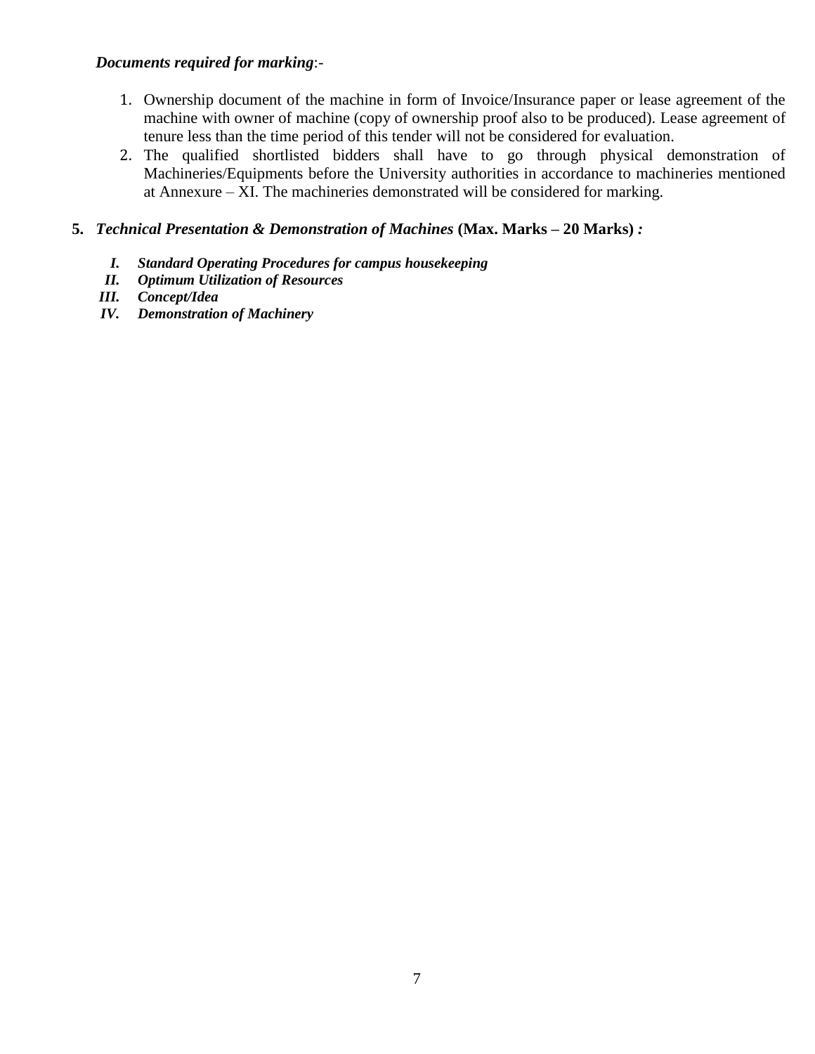***Documents required for marking***:-

1. Ownership document of the machine in form of Invoice/Insurance paper or lease agreement of the machine with owner of machine (copy of ownership proof also to be produced). Lease agreement of tenure less than the time period of this tender will not be considered for evaluation.
2. The qualified shortlisted bidders shall have to go through physical demonstration of Machineries/Equipments before the University authorities in accordance to machineries mentioned at Annexure – XI. The machineries demonstrated will be considered for marking.

**5. *Technical Presentation & Demonstration of Machines* (Max. Marks – 20 Marks) *:***

- ***I. Standard Operating Procedures for campus housekeeping***
- ***II. Optimum Utilization of Resources***
- ***III. Concept/Idea***
- ***IV. Demonstration of Machinery***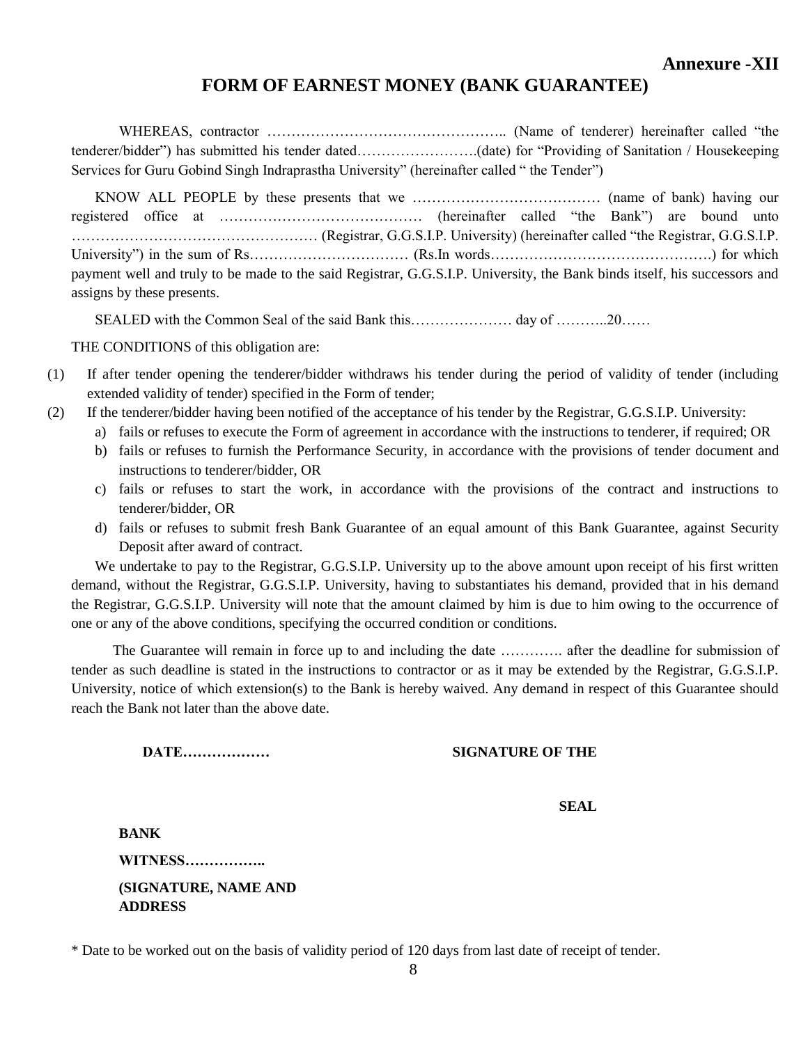**Annexure -XII**

# FORM OF EARNEST MONEY (BANK GUARANTEE)

WHEREAS, contractor ………………………………………….. (Name of tenderer) hereinafter called "the tenderer/bidder") has submitted his tender dated…………………….(date) for "Providing of Sanitation / Housekeeping Services for Guru Gobind Singh Indraprastha University" (hereinafter called " the Tender")

KNOW ALL PEOPLE by these presents that we ………………………………… (name of bank) having our registered office at …………………………………… (hereinafter called "the Bank") are bound unto …………………………………………… (Registrar, G.G.S.I.P. University) (hereinafter called "the Registrar, G.G.S.I.P. University") in the sum of Rs…………………………… (Rs.In words……………………………………….) for which payment well and truly to be made to the said Registrar, G.G.S.I.P. University, the Bank binds itself, his successors and assigns by these presents.

SEALED with the Common Seal of the said Bank this………………… day of ………..20……

THE CONDITIONS of this obligation are:

(1) If after tender opening the tenderer/bidder withdraws his tender during the period of validity of tender (including extended validity of tender) specified in the Form of tender;
(2) If the tenderer/bidder having been notified of the acceptance of his tender by the Registrar, G.G.S.I.P. University:
   a) fails or refuses to execute the Form of agreement in accordance with the instructions to tenderer, if required; OR
   b) fails or refuses to furnish the Performance Security, in accordance with the provisions of tender document and instructions to tenderer/bidder, OR
   c) fails or refuses to start the work, in accordance with the provisions of the contract and instructions to tenderer/bidder, OR
   d) fails or refuses to submit fresh Bank Guarantee of an equal amount of this Bank Guarantee, against Security Deposit after award of contract.

We undertake to pay to the Registrar, G.G.S.I.P. University up to the above amount upon receipt of his first written demand, without the Registrar, G.G.S.I.P. University, having to substantiates his demand, provided that in his demand the Registrar, G.G.S.I.P. University will note that the amount claimed by him is due to him owing to the occurrence of one or any of the above conditions, specifying the occurred condition or conditions.

The Guarantee will remain in force up to and including the date …………. after the deadline for submission of tender as such deadline is stated in the instructions to contractor or as it may be extended by the Registrar, G.G.S.I.P. University, notice of which extension(s) to the Bank is hereby waived. Any demand in respect of this Guarantee should reach the Bank not later than the above date.

**DATE………………** **SIGNATURE OF THE**

**SEAL**

**BANK**

**WITNESS……………..**

**(SIGNATURE, NAME AND ADDRESS**

* Date to be worked out on the basis of validity period of 120 days from last date of receipt of tender.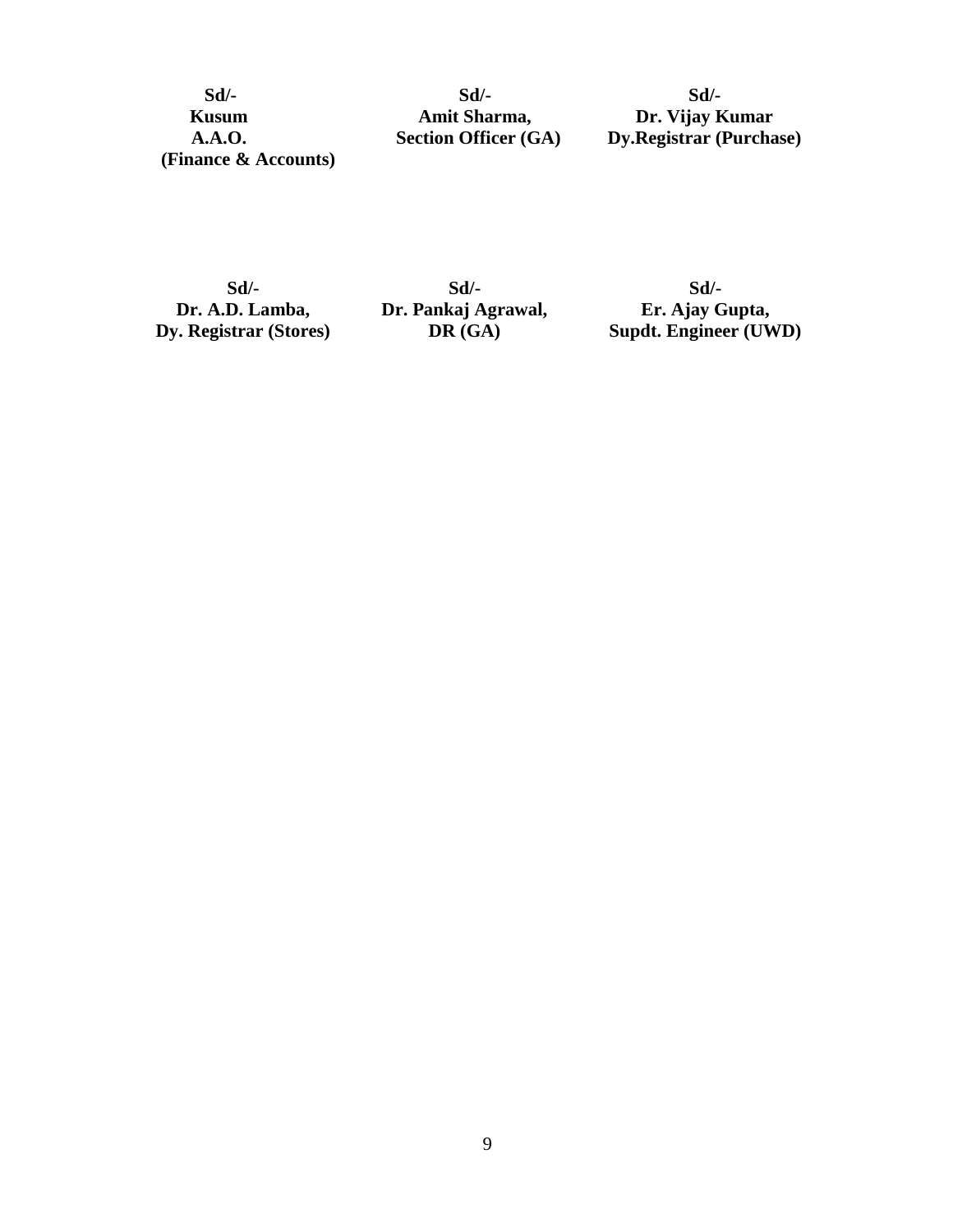| | | |
|---|---|---|
| **Sd/-** | **Sd/-** | **Sd/-** |
| **Kusum** | **Amit Sharma,** | **Dr. Vijay Kumar** |
| **A.A.O.** | **Section Officer (GA)** | **Dy.Registrar (Purchase)** |
| **(Finance & Accounts)** | | |

| | | |
|---|---|---|
| **Sd/-** | **Sd/-** | **Sd/-** |
| **Dr. A.D. Lamba,** | **Dr. Pankaj Agrawal,** | **Er. Ajay Gupta,** |
| **Dy. Registrar (Stores)** | **DR (GA)** | **Supdt. Engineer (UWD)** |